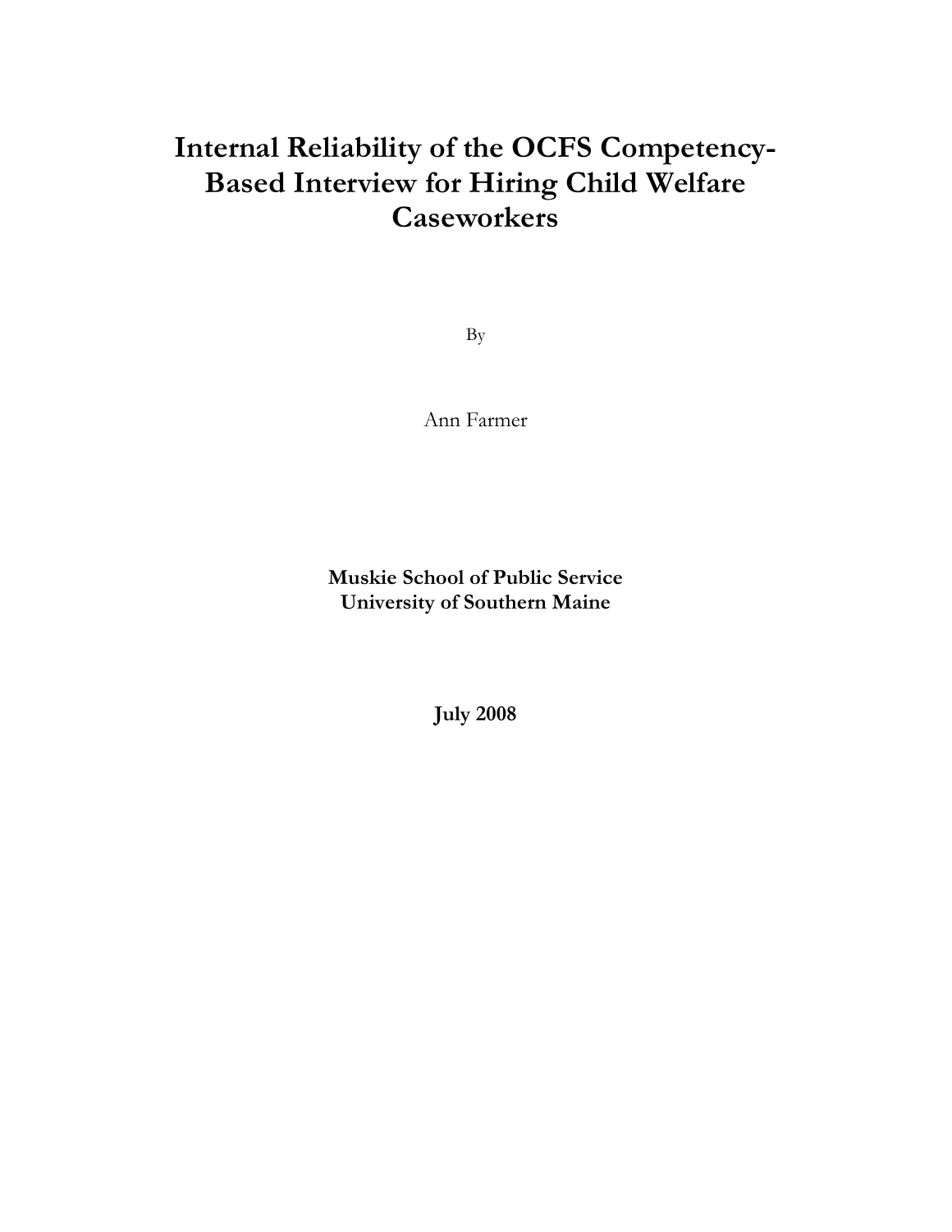# Internal Reliability of the OCFS Competency-Based Interview for Hiring Child Welfare Caseworkers

By

Ann Farmer

**Muskie School of Public Service**
**University of Southern Maine**

**July 2008**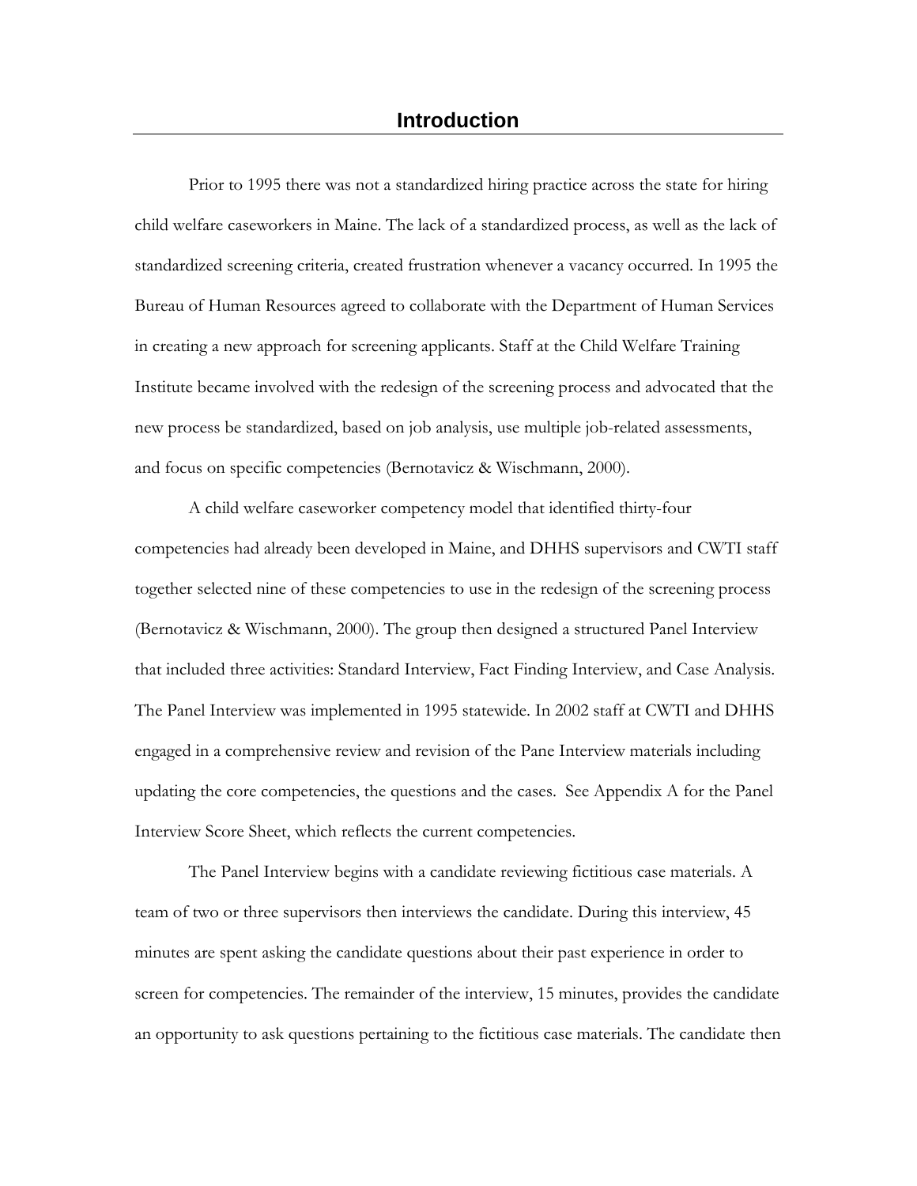# Introduction

Prior to 1995 there was not a standardized hiring practice across the state for hiring child welfare caseworkers in Maine. The lack of a standardized process, as well as the lack of standardized screening criteria, created frustration whenever a vacancy occurred. In 1995 the Bureau of Human Resources agreed to collaborate with the Department of Human Services in creating a new approach for screening applicants. Staff at the Child Welfare Training Institute became involved with the redesign of the screening process and advocated that the new process be standardized, based on job analysis, use multiple job-related assessments, and focus on specific competencies (Bernotavicz & Wischmann, 2000).

A child welfare caseworker competency model that identified thirty-four competencies had already been developed in Maine, and DHHS supervisors and CWTI staff together selected nine of these competencies to use in the redesign of the screening process (Bernotavicz & Wischmann, 2000). The group then designed a structured Panel Interview that included three activities: Standard Interview, Fact Finding Interview, and Case Analysis. The Panel Interview was implemented in 1995 statewide. In 2002 staff at CWTI and DHHS engaged in a comprehensive review and revision of the Pane Interview materials including updating the core competencies, the questions and the cases. See Appendix A for the Panel Interview Score Sheet, which reflects the current competencies.

The Panel Interview begins with a candidate reviewing fictitious case materials. A team of two or three supervisors then interviews the candidate. During this interview, 45 minutes are spent asking the candidate questions about their past experience in order to screen for competencies. The remainder of the interview, 15 minutes, provides the candidate an opportunity to ask questions pertaining to the fictitious case materials. The candidate then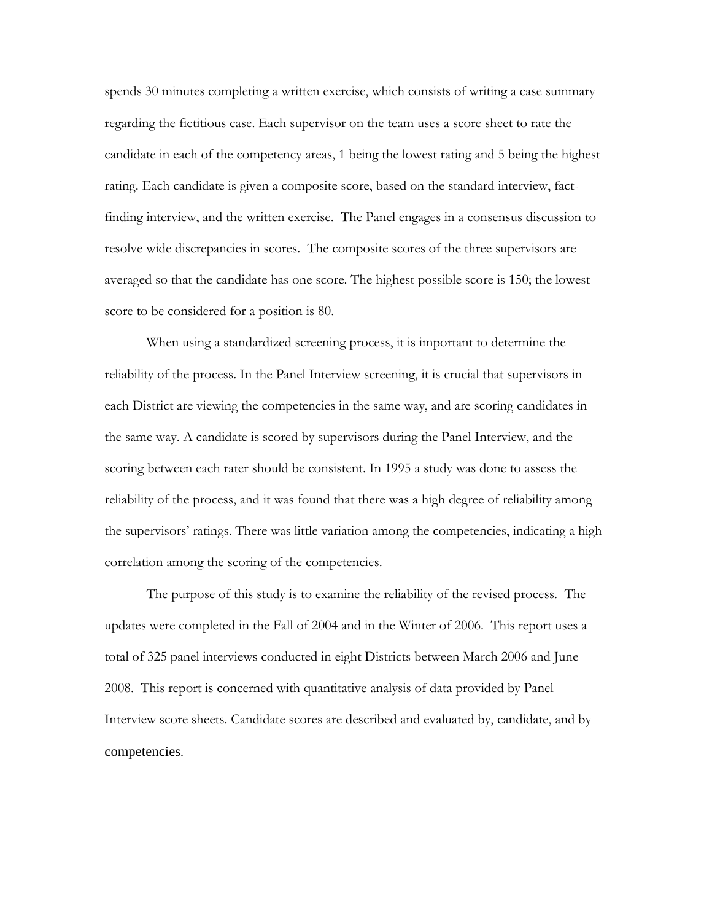spends 30 minutes completing a written exercise, which consists of writing a case summary regarding the fictitious case. Each supervisor on the team uses a score sheet to rate the candidate in each of the competency areas, 1 being the lowest rating and 5 being the highest rating. Each candidate is given a composite score, based on the standard interview, fact-finding interview, and the written exercise. The Panel engages in a consensus discussion to resolve wide discrepancies in scores. The composite scores of the three supervisors are averaged so that the candidate has one score. The highest possible score is 150; the lowest score to be considered for a position is 80.

When using a standardized screening process, it is important to determine the reliability of the process. In the Panel Interview screening, it is crucial that supervisors in each District are viewing the competencies in the same way, and are scoring candidates in the same way. A candidate is scored by supervisors during the Panel Interview, and the scoring between each rater should be consistent. In 1995 a study was done to assess the reliability of the process, and it was found that there was a high degree of reliability among the supervisors' ratings. There was little variation among the competencies, indicating a high correlation among the scoring of the competencies.

The purpose of this study is to examine the reliability of the revised process. The updates were completed in the Fall of 2004 and in the Winter of 2006. This report uses a total of 325 panel interviews conducted in eight Districts between March 2006 and June 2008. This report is concerned with quantitative analysis of data provided by Panel Interview score sheets. Candidate scores are described and evaluated by, candidate, and by competencies.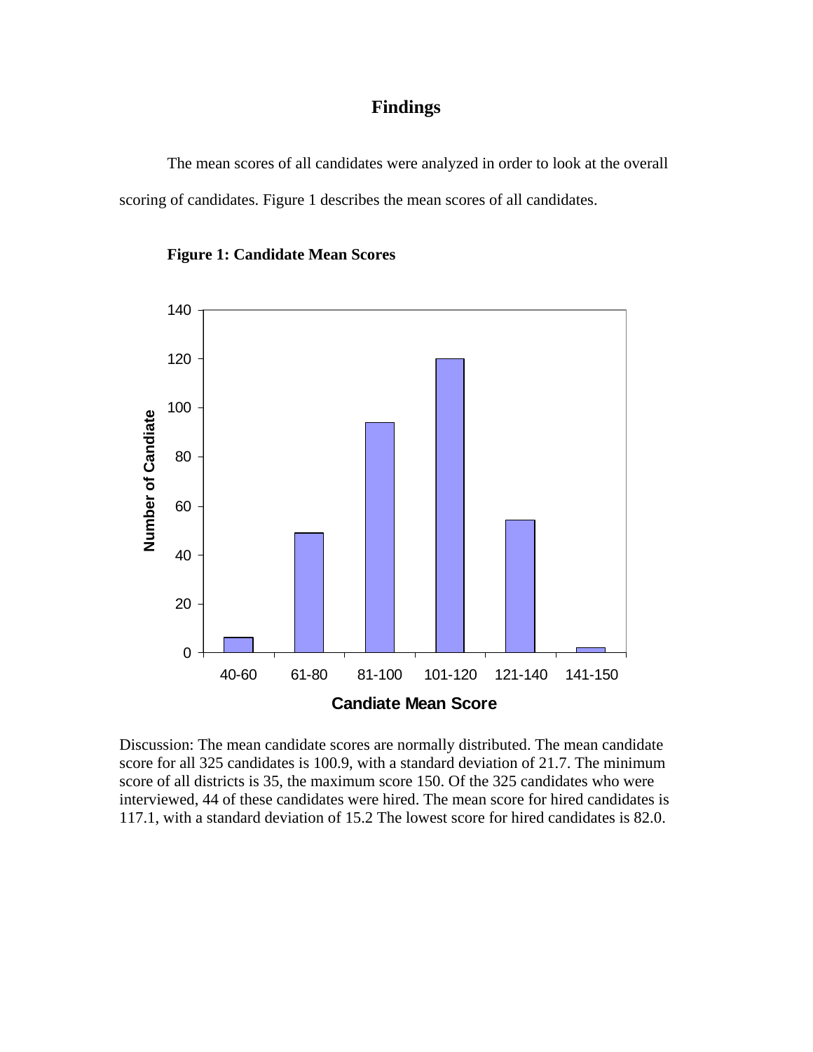# Findings

The mean scores of all candidates were analyzed in order to look at the overall scoring of candidates. Figure 1 describes the mean scores of all candidates.

**Figure 1: Candidate Mean Scores**

Discussion: The mean candidate scores are normally distributed. The mean candidate score for all 325 candidates is 100.9, with a standard deviation of 21.7. The minimum score of all districts is 35, the maximum score 150. Of the 325 candidates who were interviewed, 44 of these candidates were hired. The mean score for hired candidates is 117.1, with a standard deviation of 15.2 The lowest score for hired candidates is 82.0.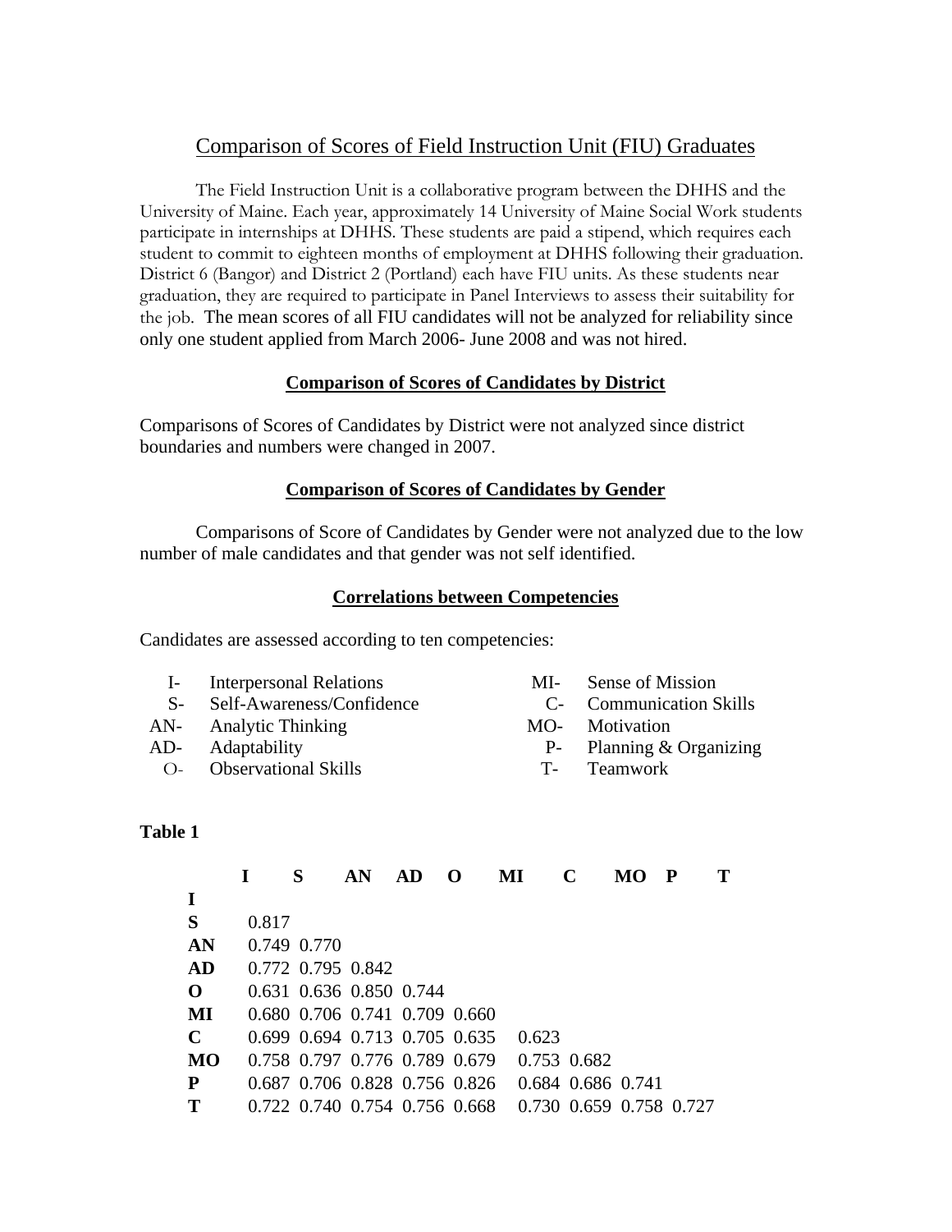# Comparison of Scores of Field Instruction Unit (FIU) Graduates

The Field Instruction Unit is a collaborative program between the DHHS and the University of Maine. Each year, approximately 14 University of Maine Social Work students participate in internships at DHHS. These students are paid a stipend, which requires each student to commit to eighteen months of employment at DHHS following their graduation. District 6 (Bangor) and District 2 (Portland) each have FIU units. As these students near graduation, they are required to participate in Panel Interviews to assess their suitability for the job. The mean scores of all FIU candidates will not be analyzed for reliability since only one student applied from March 2006- June 2008 and was not hired.

## Comparison of Scores of Candidates by District

Comparisons of Scores of Candidates by District were not analyzed since district boundaries and numbers were changed in 2007.

## Comparison of Scores of Candidates by Gender

Comparisons of Score of Candidates by Gender were not analyzed due to the low number of male candidates and that gender was not self identified.

## Correlations between Competencies

Candidates are assessed according to ten competencies:

- I- Interpersonal Relations
- S- Self-Awareness/Confidence
- AN- Analytic Thinking
- AD- Adaptability
- O- Observational Skills
- MI- Sense of Mission
- C- Communication Skills
- MO- Motivation
- P- Planning & Organizing
- T- Teamwork

**Table 1**

| | I | S | AN | AD | O | MI | C | MO | P | T |
|---|---|---|---|---|---|---|---|---|---|---|
| **I** | | | | | | | | | | |
| **S** | 0.817 | | | | | | | | | |
| **AN** | 0.749 | 0.770 | | | | | | | | |
| **AD** | 0.772 | 0.795 | 0.842 | | | | | | | |
| **O** | 0.631 | 0.636 | 0.850 | 0.744 | | | | | | |
| **MI** | 0.680 | 0.706 | 0.741 | 0.709 | 0.660 | | | | | |
| **C** | 0.699 | 0.694 | 0.713 | 0.705 | 0.635 | 0.623 | | | | |
| **MO** | 0.758 | 0.797 | 0.776 | 0.789 | 0.679 | 0.753 | 0.682 | | | |
| **P** | 0.687 | 0.706 | 0.828 | 0.756 | 0.826 | 0.684 | 0.686 | 0.741 | | |
| **T** | 0.722 | 0.740 | 0.754 | 0.756 | 0.668 | 0.730 | 0.659 | 0.758 | 0.727 | |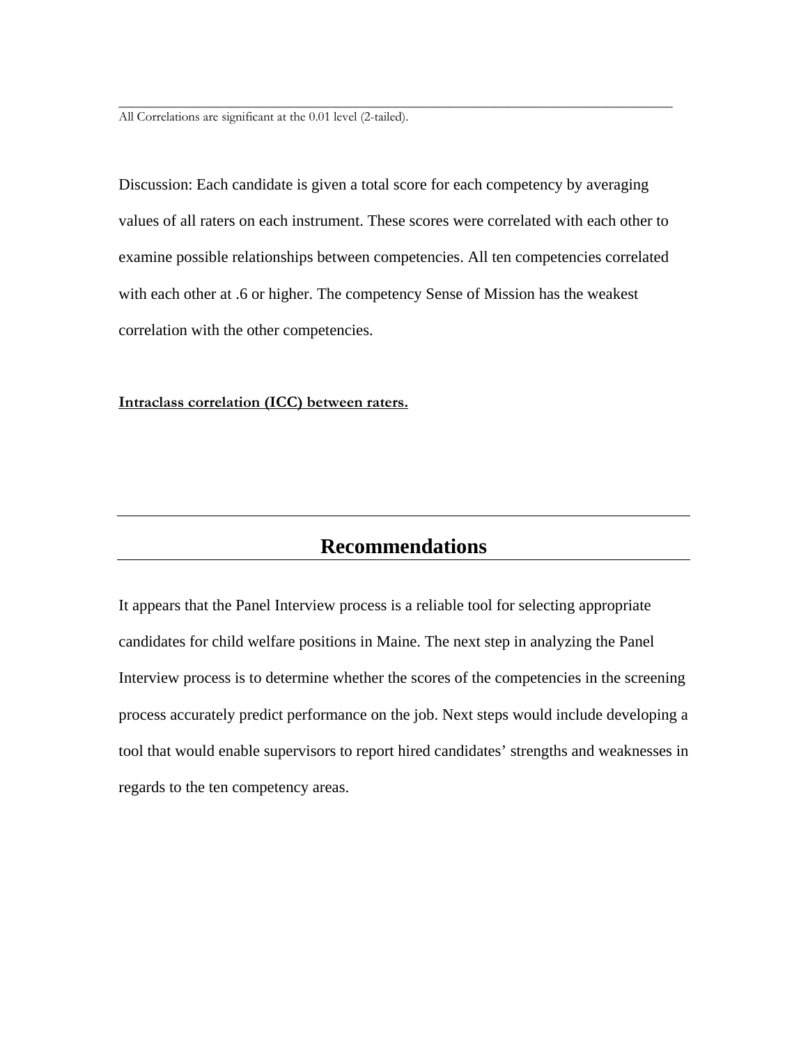All Correlations are significant at the 0.01 level (2-tailed).

Discussion: Each candidate is given a total score for each competency by averaging values of all raters on each instrument. These scores were correlated with each other to examine possible relationships between competencies. All ten competencies correlated with each other at .6 or higher. The competency Sense of Mission has the weakest correlation with the other competencies.

**Intraclass correlation (ICC) between raters.**

## Recommendations

It appears that the Panel Interview process is a reliable tool for selecting appropriate candidates for child welfare positions in Maine. The next step in analyzing the Panel Interview process is to determine whether the scores of the competencies in the screening process accurately predict performance on the job. Next steps would include developing a tool that would enable supervisors to report hired candidates' strengths and weaknesses in regards to the ten competency areas.